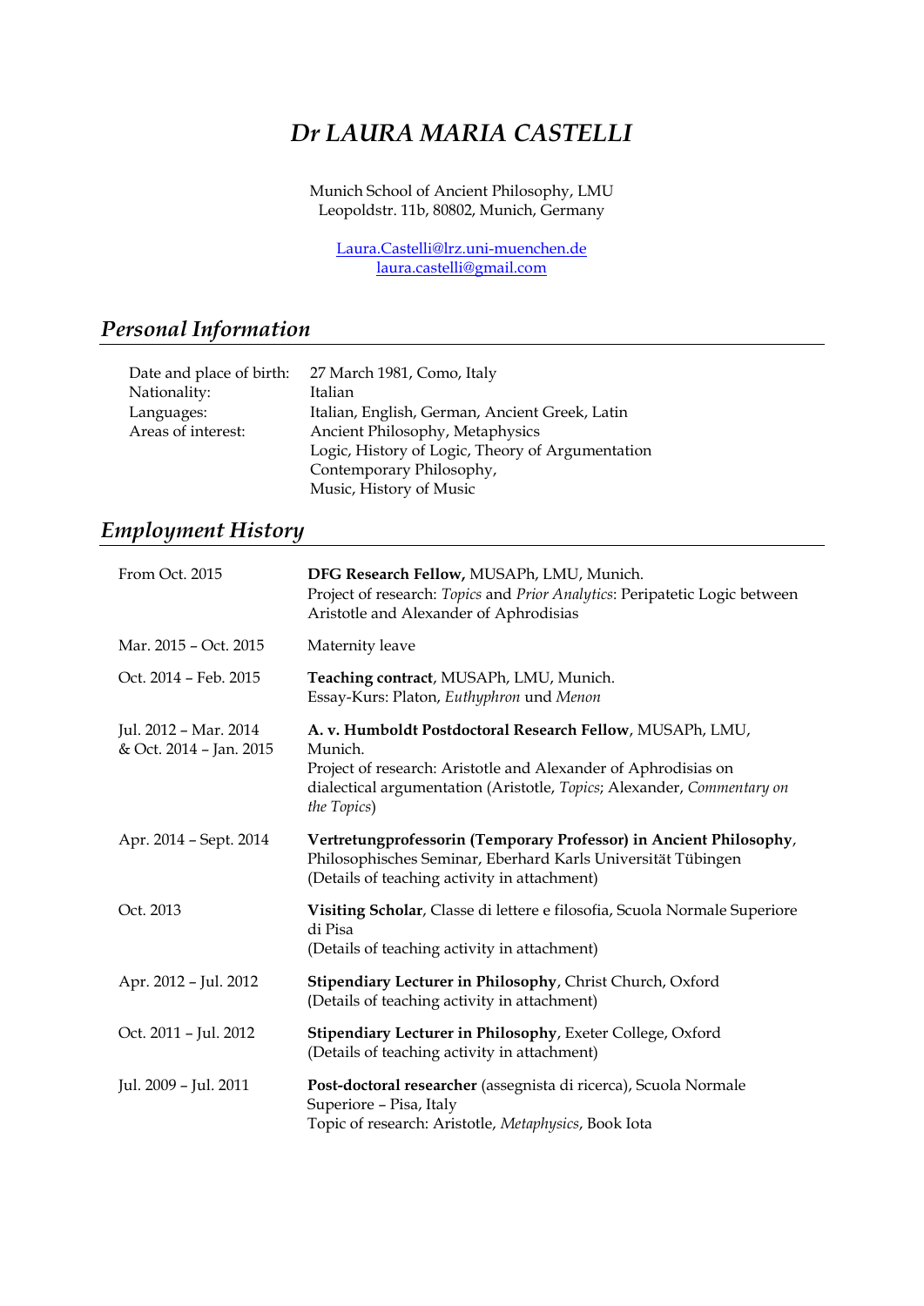# *Dr LAURA MARIA CASTELLI*

Munich School of Ancient Philosophy, LMU
Leopoldstr. 11b, 80802, Munich, Germany

Laura.Castelli@lrz.uni-muenchen.de
laura.castelli@gmail.com

## *Personal Information*

| | |
|---|---|
| Date and place of birth: | 27 March 1981, Como, Italy |
| Nationality: | Italian |
| Languages: | Italian, English, German, Ancient Greek, Latin |
| Areas of interest: | Ancient Philosophy, Metaphysics<br>Logic, History of Logic, Theory of Argumentation<br>Contemporary Philosophy,<br>Music, History of Music |

## *Employment History*

| | |
|---|---|
| From Oct. 2015 | **DFG Research Fellow,** MUSAPh, LMU, Munich.<br>Project of research: *Topics* and *Prior Analytics*: Peripatetic Logic between Aristotle and Alexander of Aphrodisias |
| Mar. 2015 – Oct. 2015 | Maternity leave |
| Oct. 2014 – Feb. 2015 | **Teaching contract**, MUSAPh, LMU, Munich.<br>Essay-Kurs: Platon, *Euthyphron* und *Menon* |
| Jul. 2012 – Mar. 2014 & Oct. 2014 – Jan. 2015 | **A. v. Humboldt Postdoctoral Research Fellow**, MUSAPh, LMU, Munich.<br>Project of research: Aristotle and Alexander of Aphrodisias on dialectical argumentation (Aristotle, *Topics*; Alexander, *Commentary on the Topics*) |
| Apr. 2014 – Sept. 2014 | **Vertretungprofessorin (Temporary Professor) in Ancient Philosophy**, Philosophisches Seminar, Eberhard Karls Universität Tübingen<br>(Details of teaching activity in attachment) |
| Oct. 2013 | **Visiting Scholar**, Classe di lettere e filosofia, Scuola Normale Superiore di Pisa<br>(Details of teaching activity in attachment) |
| Apr. 2012 – Jul. 2012 | **Stipendiary Lecturer in Philosophy**, Christ Church, Oxford<br>(Details of teaching activity in attachment) |
| Oct. 2011 – Jul. 2012 | **Stipendiary Lecturer in Philosophy**, Exeter College, Oxford<br>(Details of teaching activity in attachment) |
| Jul. 2009 – Jul. 2011 | **Post-doctoral researcher** (assegnista di ricerca), Scuola Normale Superiore – Pisa, Italy<br>Topic of research: Aristotle, *Metaphysics*, Book Iota |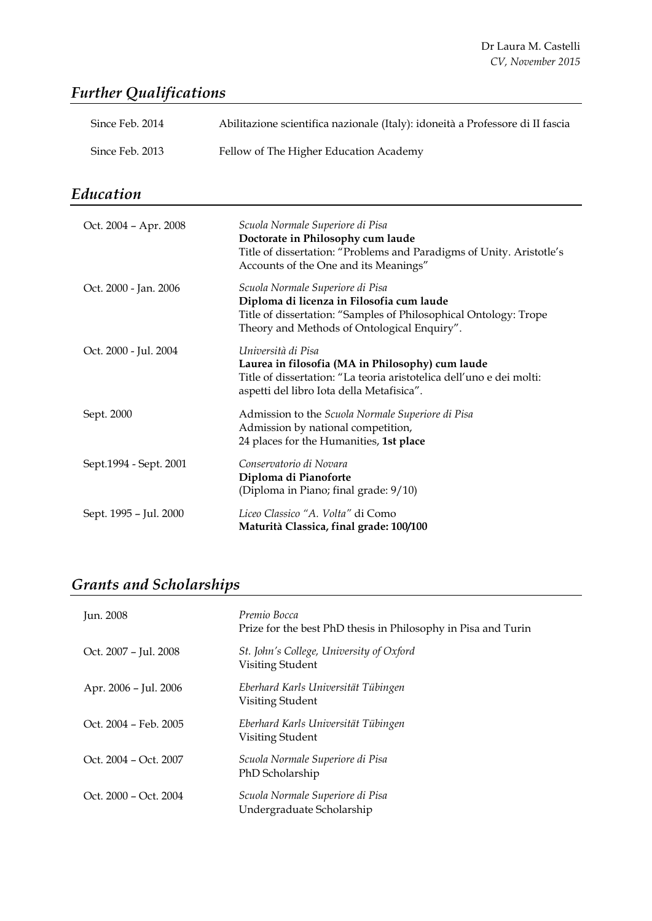## *Further Qualifications*

| | |
|---|---|
| Since Feb. 2014 | Abilitazione scientifica nazionale (Italy): idoneità a Professore di II fascia |
| Since Feb. 2013 | Fellow of The Higher Education Academy |

## *Education*

| | |
|---|---|
| Oct. 2004 – Apr. 2008 | *Scuola Normale Superiore di Pisa*<br>**Doctorate in Philosophy cum laude**<br>Title of dissertation: "Problems and Paradigms of Unity. Aristotle's Accounts of the One and its Meanings" |
| Oct. 2000 - Jan. 2006 | *Scuola Normale Superiore di Pisa*<br>**Diploma di licenza in Filosofia cum laude**<br>Title of dissertation: "Samples of Philosophical Ontology: Trope Theory and Methods of Ontological Enquiry". |
| Oct. 2000 - Jul. 2004 | *Università di Pisa*<br>**Laurea in filosofia (MA in Philosophy) cum laude**<br>Title of dissertation: "La teoria aristotelica dell'uno e dei molti: aspetti del libro Iota della Metafisica". |
| Sept. 2000 | Admission to the *Scuola Normale Superiore di Pisa*<br>Admission by national competition,<br>24 places for the Humanities, **1st place** |
| Sept.1994 - Sept. 2001 | *Conservatorio di Novara*<br>**Diploma di Pianoforte**<br>(Diploma in Piano; final grade: 9/10) |
| Sept. 1995 – Jul. 2000 | *Liceo Classico "A. Volta"* di Como<br>**Maturità Classica, final grade: 100/100** |

## *Grants and Scholarships*

| | |
|---|---|
| Jun. 2008 | *Premio Bocca*<br>Prize for the best PhD thesis in Philosophy in Pisa and Turin |
| Oct. 2007 – Jul. 2008 | *St. John's College, University of Oxford*<br>Visiting Student |
| Apr. 2006 – Jul. 2006 | *Eberhard Karls Universität Tübingen*<br>Visiting Student |
| Oct. 2004 – Feb. 2005 | *Eberhard Karls Universität Tübingen*<br>Visiting Student |
| Oct. 2004 – Oct. 2007 | *Scuola Normale Superiore di Pisa*<br>PhD Scholarship |
| Oct. 2000 – Oct. 2004 | *Scuola Normale Superiore di Pisa*<br>Undergraduate Scholarship |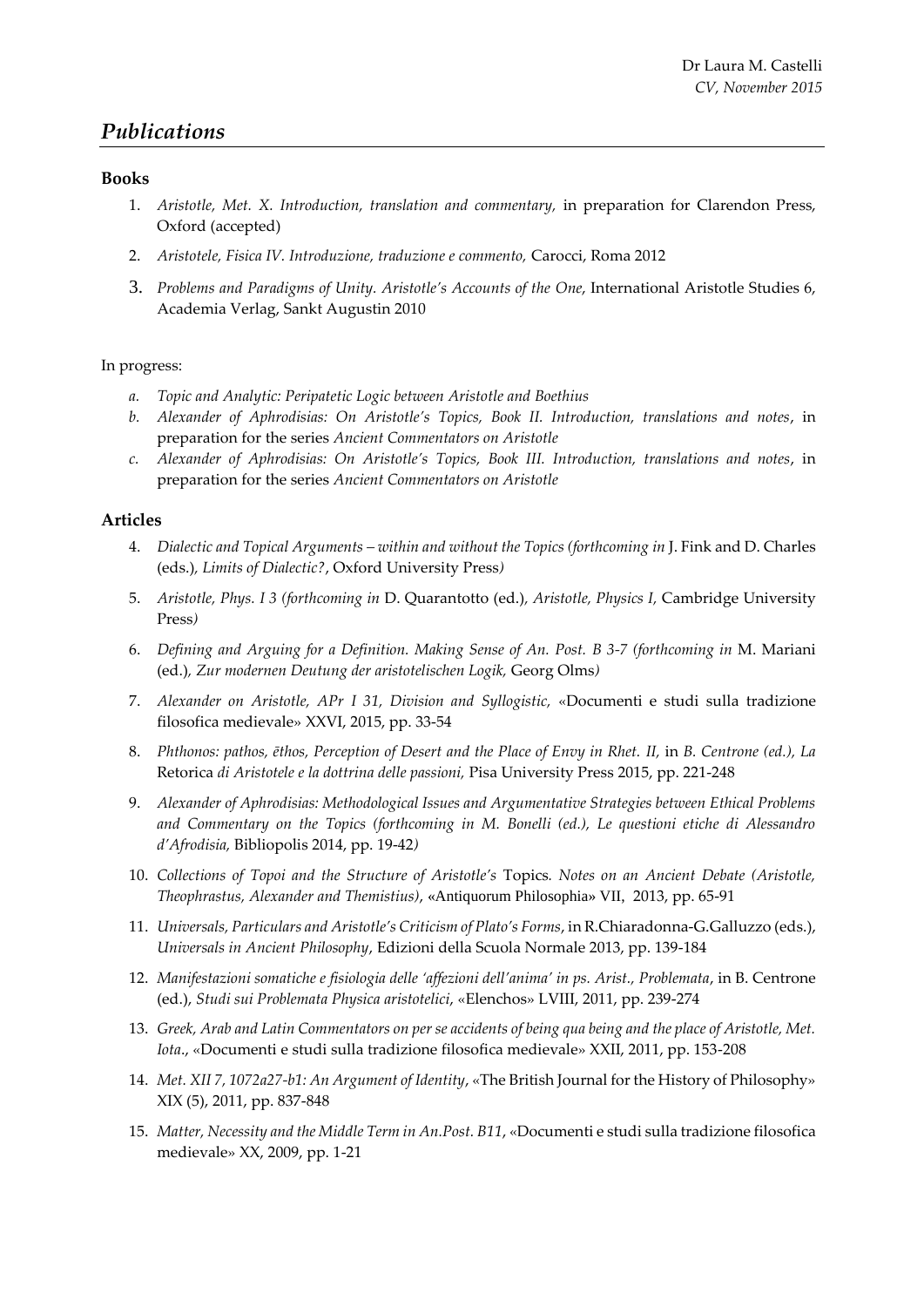## *Publications*

### Books

1. *Aristotle, Met. X. Introduction, translation and commentary,* in preparation for Clarendon Press, Oxford (accepted)
2. *Aristotele, Fisica IV. Introduzione, traduzione e commento,* Carocci, Roma 2012
3. *Problems and Paradigms of Unity. Aristotle's Accounts of the One*, International Aristotle Studies 6, Academia Verlag, Sankt Augustin 2010

In progress:

a. *Topic and Analytic: Peripatetic Logic between Aristotle and Boethius*
b. *Alexander of Aphrodisias: On Aristotle's Topics, Book II. Introduction, translations and notes*, in preparation for the series *Ancient Commentators on Aristotle*
c. *Alexander of Aphrodisias: On Aristotle's Topics, Book III. Introduction, translations and notes*, in preparation for the series *Ancient Commentators on Aristotle*

### Articles

4. *Dialectic and Topical Arguments – within and without the Topics (forthcoming in* J. Fink and D. Charles (eds.)*, Limits of Dialectic?*, Oxford University Press*)*
5. *Aristotle, Phys. I 3 (forthcoming in* D. Quarantotto (ed.)*, Aristotle, Physics I,* Cambridge University Press*)*
6. *Defining and Arguing for a Definition. Making Sense of An. Post. B 3-7 (forthcoming in* M. Mariani (ed.)*, Zur modernen Deutung der aristotelischen Logik,* Georg Olms*)*
7. *Alexander on Aristotle, APr I 31, Division and Syllogistic,* «Documenti e studi sulla tradizione filosofica medievale» XXVI, 2015, pp. 33-54
8. *Phthonos: pathos, ēthos, Perception of Desert and the Place of Envy in Rhet. II,* in *B. Centrone (ed.), La* Retorica *di Aristotele e la dottrina delle passioni,* Pisa University Press 2015, pp. 221-248
9. *Alexander of Aphrodisias: Methodological Issues and Argumentative Strategies between Ethical Problems and Commentary on the Topics (forthcoming in M. Bonelli (ed.), Le questioni etiche di Alessandro d'Afrodisia,* Bibliopolis 2014, pp. 19-42*)*
10. *Collections of Topoi and the Structure of Aristotle's* Topics*. Notes on an Ancient Debate (Aristotle, Theophrastus, Alexander and Themistius)*, «Antiquorum Philosophia» VII, 2013, pp. 65-91
11. *Universals, Particulars and Aristotle's Criticism of Plato's Forms*, in R.Chiaradonna-G.Galluzzo (eds.), *Universals in Ancient Philosophy*, Edizioni della Scuola Normale 2013, pp. 139-184
12. *Manifestazioni somatiche e fisiologia delle 'affezioni dell'anima' in ps. Arist., Problemata*, in B. Centrone (ed.), *Studi sui Problemata Physica aristotelici*, «Elenchos» LVIII, 2011, pp. 239-274
13. *Greek, Arab and Latin Commentators on per se accidents of being qua being and the place of Aristotle, Met. Iota*., «Documenti e studi sulla tradizione filosofica medievale» XXII, 2011, pp. 153-208
14. *Met. XII 7, 1072a27-b1: An Argument of Identity*, «The British Journal for the History of Philosophy» XIX (5), 2011, pp. 837-848
15. *Matter, Necessity and the Middle Term in An.Post. B11*, «Documenti e studi sulla tradizione filosofica medievale» XX, 2009, pp. 1-21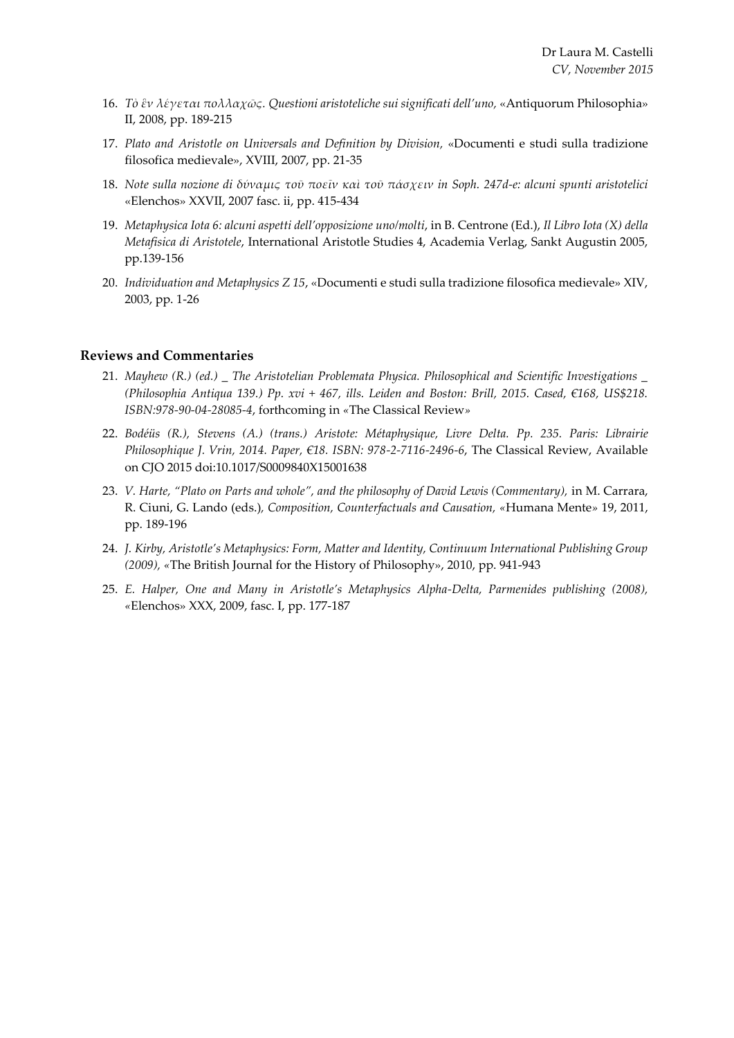16. *Τὸ ἓν λέγεται πολλαχῶς. Questioni aristoteliche sui significati dell'uno*, «Antiquorum Philosophia» II, 2008, pp. 189-215

17. *Plato and Aristotle on Universals and Definition by Division*, «Documenti e studi sulla tradizione filosofica medievale», XVIII, 2007, pp. 21-35

18. *Note sulla nozione di δύναμις τοῦ ποεῖν καὶ τοῦ πάσχειν in Soph. 247d-e: alcuni spunti aristotelici* «Elenchos» XXVII, 2007 fasc. ii, pp. 415-434

19. *Metaphysica Iota 6: alcuni aspetti dell'opposizione uno/molti*, in B. Centrone (Ed.), *Il Libro Iota (X) della Metafisica di Aristotele*, International Aristotle Studies 4, Academia Verlag, Sankt Augustin 2005, pp.139-156

20. *Individuation and Metaphysics Z 15*, «Documenti e studi sulla tradizione filosofica medievale» XIV, 2003, pp. 1-26

### Reviews and Commentaries

21. *Mayhew (R.) (ed.) _ The Aristotelian Problemata Physica. Philosophical and Scientific Investigations _ (Philosophia Antiqua 139.) Pp. xvi + 467, ills. Leiden and Boston: Brill, 2015. Cased, €168, US$218. ISBN:978-90-04-28085-4*, forthcoming in «The Classical Review»

22. *Bodéüs (R.), Stevens (A.) (trans.) Aristote: Métaphysique, Livre Delta. Pp. 235. Paris: Librairie Philosophique J. Vrin, 2014. Paper, €18. ISBN: 978-2-7116-2496-6*, The Classical Review, Available on CJO 2015 doi:10.1017/S0009840X15001638

23. *V. Harte, "Plato on Parts and whole", and the philosophy of David Lewis (Commentary),* in M. Carrara, R. Ciuni, G. Lando (eds.), *Composition, Counterfactuals and Causation,* «Humana Mente» 19, 2011, pp. 189-196

24. *J. Kirby, Aristotle's Metaphysics: Form, Matter and Identity, Continuum International Publishing Group (2009),* «The British Journal for the History of Philosophy», 2010, pp. 941-943

25. *E. Halper, One and Many in Aristotle's Metaphysics Alpha-Delta, Parmenides publishing (2008),* «Elenchos» XXX, 2009, fasc. I, pp. 177-187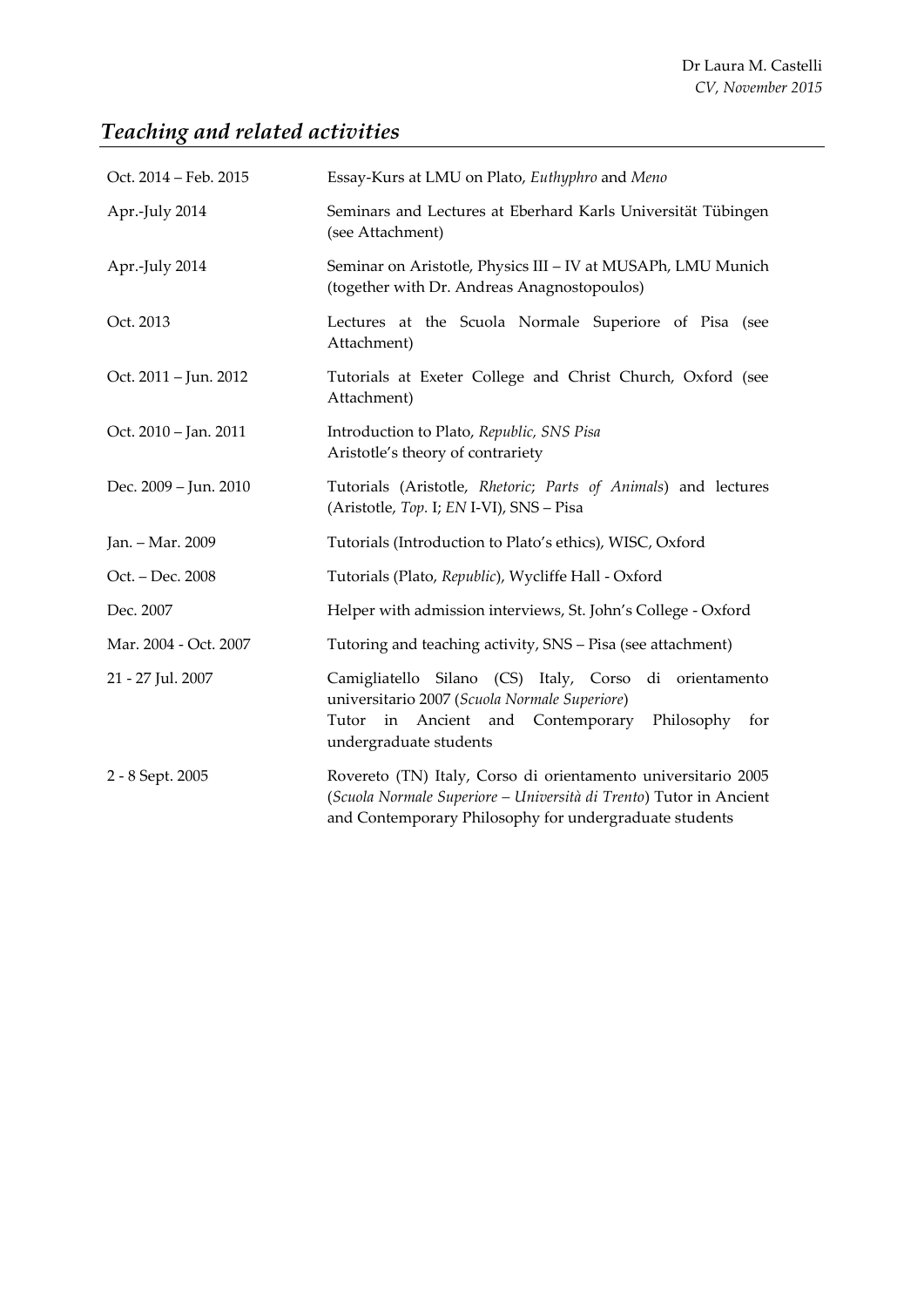## *Teaching and related activities*

| | |
|---|---|
| Oct. 2014 – Feb. 2015 | Essay-Kurs at LMU on Plato, *Euthyphro* and *Meno* |
| Apr.-July 2014 | Seminars and Lectures at Eberhard Karls Universität Tübingen (see Attachment) |
| Apr.-July 2014 | Seminar on Aristotle, Physics III – IV at MUSAPh, LMU Munich (together with Dr. Andreas Anagnostopoulos) |
| Oct. 2013 | Lectures at the Scuola Normale Superiore of Pisa (see Attachment) |
| Oct. 2011 – Jun. 2012 | Tutorials at Exeter College and Christ Church, Oxford (see Attachment) |
| Oct. 2010 – Jan. 2011 | Introduction to Plato, *Republic, SNS Pisa*<br>Aristotle's theory of contrariety |
| Dec. 2009 – Jun. 2010 | Tutorials (Aristotle, *Rhetoric*; *Parts of Animals*) and lectures (Aristotle, *Top.* I; *EN* I-VI), SNS – Pisa |
| Jan. – Mar. 2009 | Tutorials (Introduction to Plato's ethics), WISC, Oxford |
| Oct. – Dec. 2008 | Tutorials (Plato, *Republic*), Wycliffe Hall - Oxford |
| Dec. 2007 | Helper with admission interviews, St. John's College - Oxford |
| Mar. 2004 - Oct. 2007 | Tutoring and teaching activity, SNS – Pisa (see attachment) |
| 21 - 27 Jul. 2007 | Camigliatello Silano (CS) Italy, Corso di orientamento universitario 2007 (*Scuola Normale Superiore*)<br>Tutor in Ancient and Contemporary Philosophy for undergraduate students |
| 2 - 8 Sept. 2005 | Rovereto (TN) Italy, Corso di orientamento universitario 2005 (*Scuola Normale Superiore – Università di Trento*) Tutor in Ancient and Contemporary Philosophy for undergraduate students |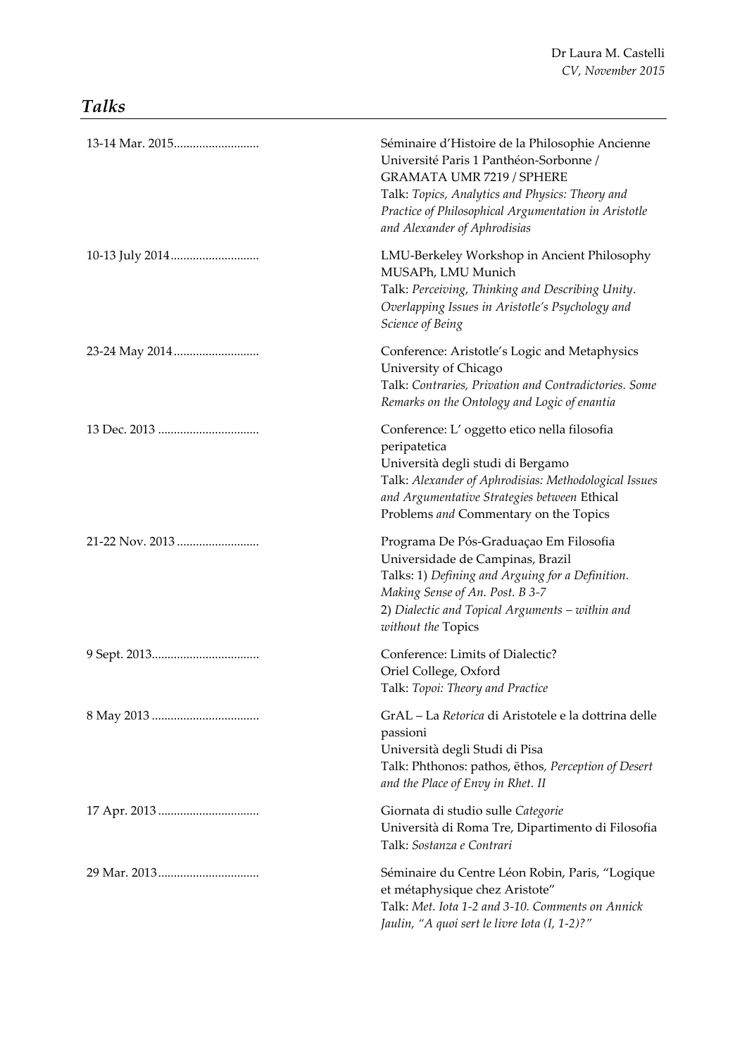## *Talks*

13-14 Mar. 2015..........................
Séminaire d'Histoire de la Philosophie Ancienne
Université Paris 1 Panthéon-Sorbonne / GRAMATA UMR 7219 / SPHERE
Talk: *Topics, Analytics and Physics: Theory and Practice of Philosophical Argumentation in Aristotle and Alexander of Aphrodisias*

10-13 July 2014...........................
LMU-Berkeley Workshop in Ancient Philosophy
MUSAPh, LMU Munich
Talk: *Perceiving, Thinking and Describing Unity. Overlapping Issues in Aristotle's Psychology and Science of Being*

23-24 May 2014..........................
Conference: Aristotle's Logic and Metaphysics
University of Chicago
Talk: *Contraries, Privation and Contradictories. Some Remarks on the Ontology and Logic of enantia*

13 Dec. 2013 ...............................
Conference: L' oggetto etico nella filosofia peripatetica
Università degli studi di Bergamo
Talk: *Alexander of Aphrodisias: Methodological Issues and Argumentative Strategies between* Ethical Problems *and* Commentary on the Topics

21-22 Nov. 2013 .........................
Programa De Pós-Graduaçao Em Filosofia
Universidade de Campinas, Brazil
Talks: 1) *Defining and Arguing for a Definition. Making Sense of An. Post. B 3-7*
2) *Dialectic and Topical Arguments – within and without the* Topics

9 Sept. 2013.................................
Conference: Limits of Dialectic?
Oriel College, Oxford
Talk: *Topoi: Theory and Practice*

8 May 2013 .................................
GrAL – La *Retorica* di Aristotele e la dottrina delle passioni
Università degli Studi di Pisa
Talk: Phthonos: pathos, ēthos*, Perception of Desert and the Place of Envy in Rhet. II*

17 Apr. 2013 ...............................
Giornata di studio sulle *Categorie*
Università di Roma Tre, Dipartimento di Filosofia
Talk: *Sostanza e Contrari*

29 Mar. 2013...............................
Séminaire du Centre Léon Robin, Paris, "Logique et métaphysique chez Aristote"
Talk: *Met. Iota 1-2 and 3-10. Comments on Annick Jaulin, "A quoi sert le livre Iota (I, 1-2)?"*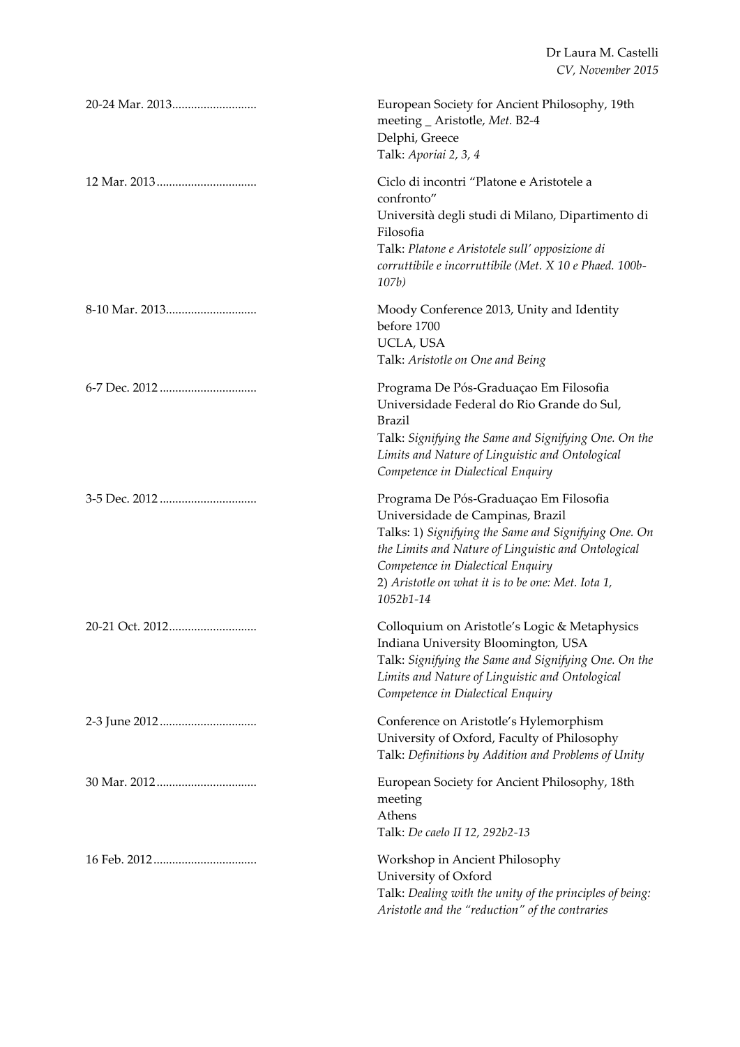20-24 Mar. 2013 ........................... European Society for Ancient Philosophy, 19th meeting _ Aristotle, *Met.* B2-4
Delphi, Greece
Talk: *Aporiai 2, 3, 4*

12 Mar. 2013 ................................ Ciclo di incontri "Platone e Aristotele a confronto"
Università degli studi di Milano, Dipartimento di Filosofia
Talk: *Platone e Aristotele sull' opposizione di corruttibile e incorruttibile (Met. X 10 e Phaed. 100b-107b)*

8-10 Mar. 2013 ............................. Moody Conference 2013, Unity and Identity before 1700
UCLA, USA
Talk: *Aristotle on One and Being*

6-7 Dec. 2012 ............................... Programa De Pós-Graduaçao Em Filosofia
Universidade Federal do Rio Grande do Sul, Brazil
Talk: *Signifying the Same and Signifying One. On the Limits and Nature of Linguistic and Ontological Competence in Dialectical Enquiry*

3-5 Dec. 2012 ............................... Programa De Pós-Graduaçao Em Filosofia
Universidade de Campinas, Brazil
Talks: 1) *Signifying the Same and Signifying One. On the Limits and Nature of Linguistic and Ontological Competence in Dialectical Enquiry*
2) *Aristotle on what it is to be one: Met. Iota 1, 1052b1-14*

20-21 Oct. 2012 ............................ Colloquium on Aristotle's Logic & Metaphysics
Indiana University Bloomington, USA
Talk: *Signifying the Same and Signifying One. On the Limits and Nature of Linguistic and Ontological Competence in Dialectical Enquiry*

2-3 June 2012 ............................... Conference on Aristotle's Hylemorphism
University of Oxford, Faculty of Philosophy
Talk: *Definitions by Addition and Problems of Unity*

30 Mar. 2012 ................................ European Society for Ancient Philosophy, 18th meeting
Athens
Talk: *De caelo II 12, 292b2-13*

16 Feb. 2012 ................................. Workshop in Ancient Philosophy
University of Oxford
Talk: *Dealing with the unity of the principles of being: Aristotle and the "reduction" of the contraries*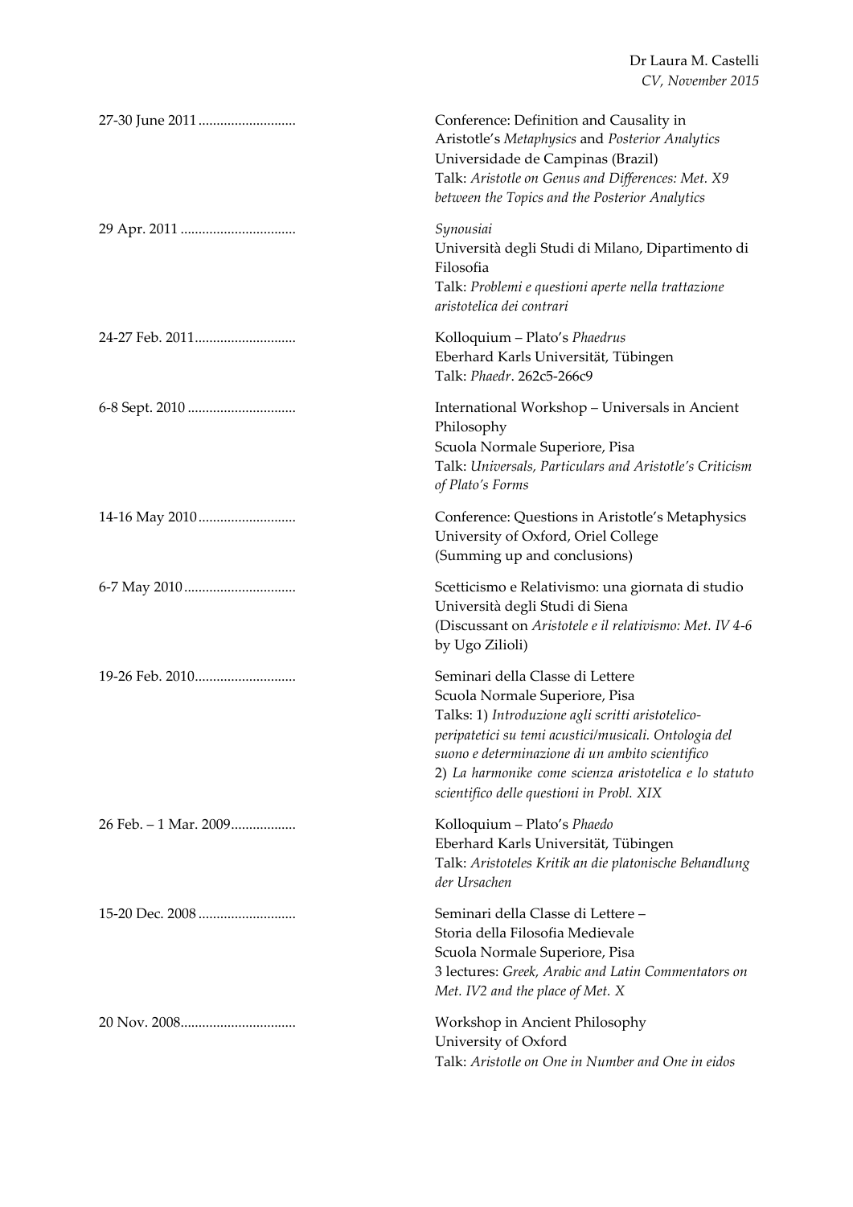27-30 June 2011 ..........................

Conference: Definition and Causality in Aristotle's *Metaphysics* and *Posterior Analytics*
Universidade de Campinas (Brazil)
Talk: *Aristotle on Genus and Differences: Met. X9 between the Topics and the Posterior Analytics*

29 Apr. 2011 ...............................

*Synousiai*
Università degli Studi di Milano, Dipartimento di Filosofia
Talk: *Problemi e questioni aperte nella trattazione aristotelica dei contrari*

24-27 Feb. 2011...........................

Kolloquium – Plato's *Phaedrus*
Eberhard Karls Universität, Tübingen
Talk: *Phaedr*. 262c5-266c9

6-8 Sept. 2010 .............................

International Workshop – Universals in Ancient Philosophy
Scuola Normale Superiore, Pisa
Talk: *Universals, Particulars and Aristotle's Criticism of Plato's Forms*

14-16 May 2010..........................

Conference: Questions in Aristotle's Metaphysics
University of Oxford, Oriel College
(Summing up and conclusions)

6-7 May 2010..............................

Scetticismo e Relativismo: una giornata di studio
Università degli Studi di Siena
(Discussant on *Aristotele e il relativismo: Met. IV 4-6* by Ugo Zilioli)

19-26 Feb. 2010...........................

Seminari della Classe di Lettere
Scuola Normale Superiore, Pisa
Talks: 1) *Introduzione agli scritti aristotelico-peripatetici su temi acustici/musicali. Ontologia del suono e determinazione di un ambito scientifico*
2) *La harmonike come scienza aristotelica e lo statuto scientifico delle questioni in Probl. XIX*

26 Feb. – 1 Mar. 2009.................

Kolloquium – Plato's *Phaedo*
Eberhard Karls Universität, Tübingen
Talk: *Aristoteles Kritik an die platonische Behandlung der Ursachen*

15-20 Dec. 2008 ..........................

Seminari della Classe di Lettere –
Storia della Filosofia Medievale
Scuola Normale Superiore, Pisa
3 lectures: *Greek, Arabic and Latin Commentators on Met. IV2 and the place of Met. X*

20 Nov. 2008...............................

Workshop in Ancient Philosophy
University of Oxford
Talk: *Aristotle on One in Number and One in eidos*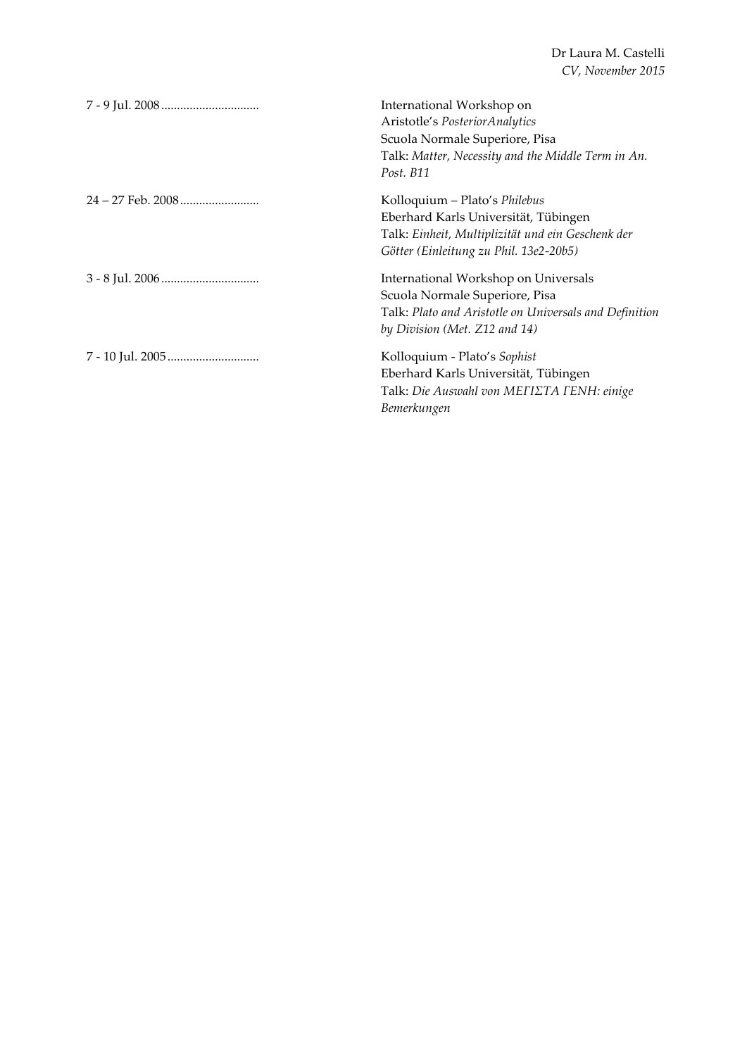7 - 9 Jul. 2008 ...............................

International Workshop on
Aristotle's *PosteriorAnalytics*
Scuola Normale Superiore, Pisa
Talk: *Matter, Necessity and the Middle Term in An. Post. B11*

24 – 27 Feb. 2008 .........................

Kolloquium – Plato's *Philebus*
Eberhard Karls Universität, Tübingen
Talk: *Einheit, Multiplizität und ein Geschenk der Götter (Einleitung zu Phil. 13e2-20b5)*

3 - 8 Jul. 2006 ...............................

International Workshop on Universals
Scuola Normale Superiore, Pisa
Talk: *Plato and Aristotle on Universals and Definition by Division (Met. Z12 and 14)*

7 - 10 Jul. 2005 .............................

Kolloquium - Plato's *Sophist*
Eberhard Karls Universität, Tübingen
Talk: *Die Auswahl von ΜΕΓΙΣΤΑ ΓΕΝΗ: einige Bemerkungen*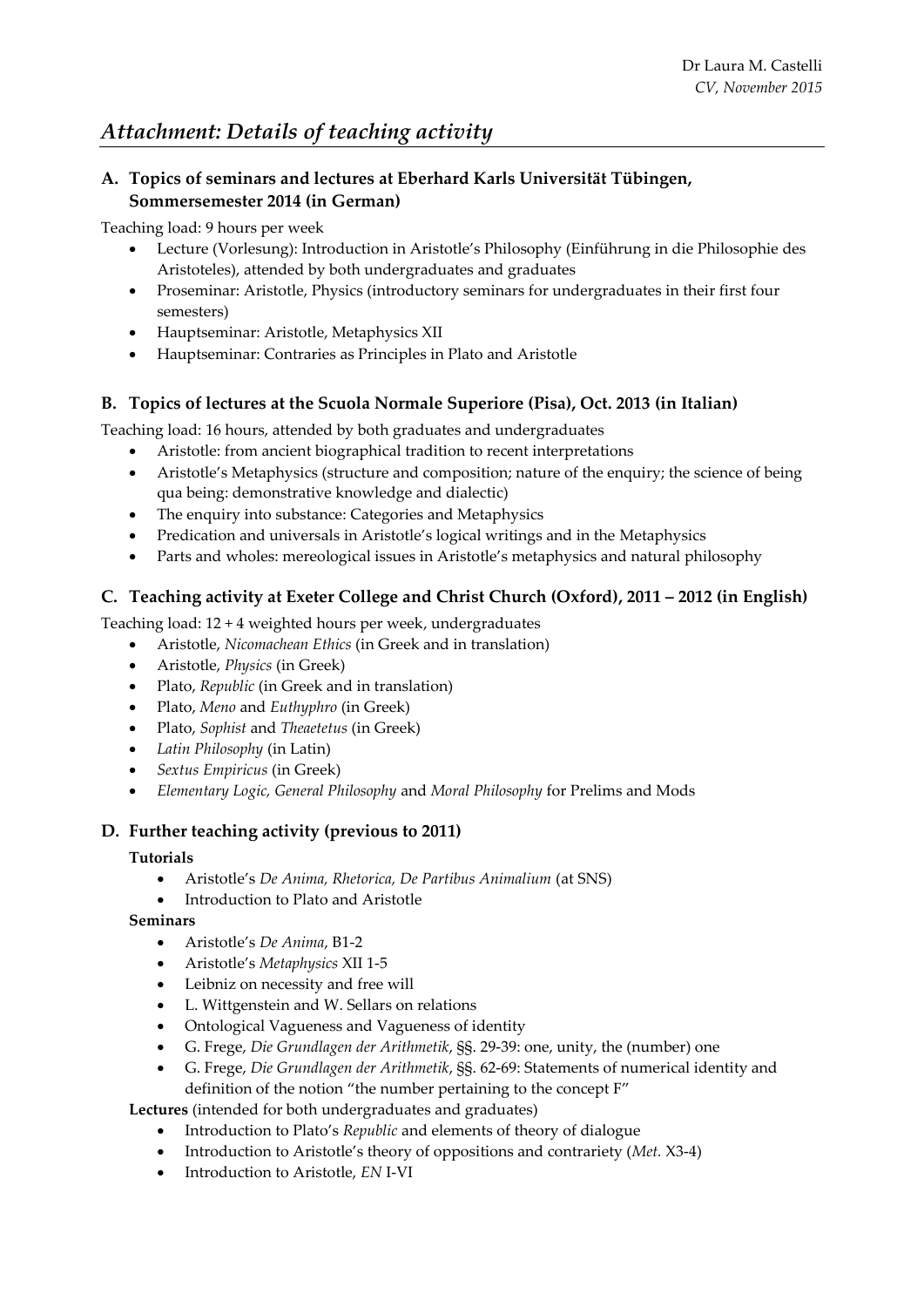Dr Laura M. Castelli
*CV, November 2015*

# *Attachment: Details of teaching activity*

## A. Topics of seminars and lectures at Eberhard Karls Universität Tübingen, Sommersemester 2014 (in German)

Teaching load: 9 hours per week

- Lecture (Vorlesung): Introduction in Aristotle's Philosophy (Einführung in die Philosophie des Aristoteles), attended by both undergraduates and graduates
- Proseminar: Aristotle, Physics (introductory seminars for undergraduates in their first four semesters)
- Hauptseminar: Aristotle, Metaphysics XII
- Hauptseminar: Contraries as Principles in Plato and Aristotle

## B. Topics of lectures at the Scuola Normale Superiore (Pisa), Oct. 2013 (in Italian)

Teaching load: 16 hours, attended by both graduates and undergraduates

- Aristotle: from ancient biographical tradition to recent interpretations
- Aristotle's Metaphysics (structure and composition; nature of the enquiry; the science of being qua being: demonstrative knowledge and dialectic)
- The enquiry into substance: Categories and Metaphysics
- Predication and universals in Aristotle's logical writings and in the Metaphysics
- Parts and wholes: mereological issues in Aristotle's metaphysics and natural philosophy

## C. Teaching activity at Exeter College and Christ Church (Oxford), 2011 – 2012 (in English)

Teaching load: 12 + 4 weighted hours per week, undergraduates

- Aristotle, *Nicomachean Ethics* (in Greek and in translation)
- Aristotle, *Physics* (in Greek)
- Plato, *Republic* (in Greek and in translation)
- Plato, *Meno* and *Euthyphro* (in Greek)
- Plato, *Sophist* and *Theaetetus* (in Greek)
- *Latin Philosophy* (in Latin)
- *Sextus Empiricus* (in Greek)
- *Elementary Logic, General Philosophy* and *Moral Philosophy* for Prelims and Mods

## D. Further teaching activity (previous to 2011)

**Tutorials**

- Aristotle's *De Anima, Rhetorica, De Partibus Animalium* (at SNS)
- Introduction to Plato and Aristotle

**Seminars**

- Aristotle's *De Anima*, B1-2
- Aristotle's *Metaphysics* XII 1-5
- Leibniz on necessity and free will
- L. Wittgenstein and W. Sellars on relations
- Ontological Vagueness and Vagueness of identity
- G. Frege, *Die Grundlagen der Arithmetik*, §§. 29-39: one, unity, the (number) one
- G. Frege, *Die Grundlagen der Arithmetik*, §§. 62-69: Statements of numerical identity and definition of the notion "the number pertaining to the concept F"

**Lectures** (intended for both undergraduates and graduates)

- Introduction to Plato's *Republic* and elements of theory of dialogue
- Introduction to Aristotle's theory of oppositions and contrariety (*Met.* X3-4)
- Introduction to Aristotle, *EN* I-VI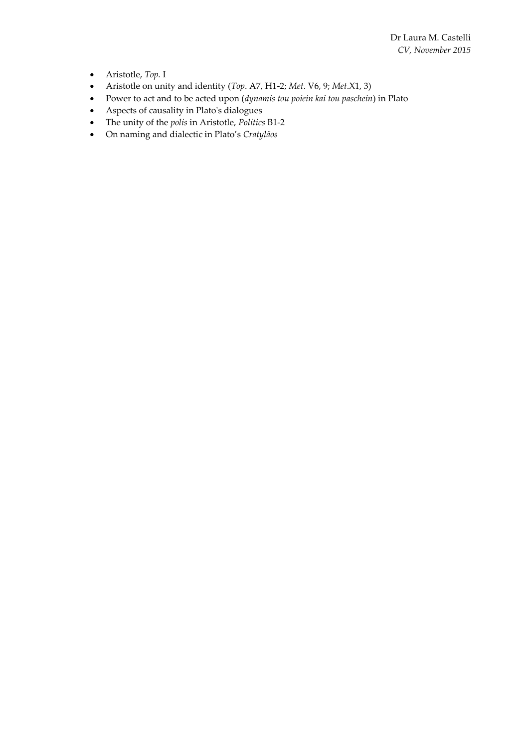- Aristotle, *Top.* I
- Aristotle on unity and identity (*Top*. A7, H1-2; *Met*. V6, 9; *Met*.X1, 3)
- Power to act and to be acted upon (*dynamis tou poiein kai tou paschein*) in Plato
- Aspects of causality in Plato's dialogues
- The unity of the *polis* in Aristotle, *Politics* B1-2
- On naming and dialectic in Plato's *Cratyläos*